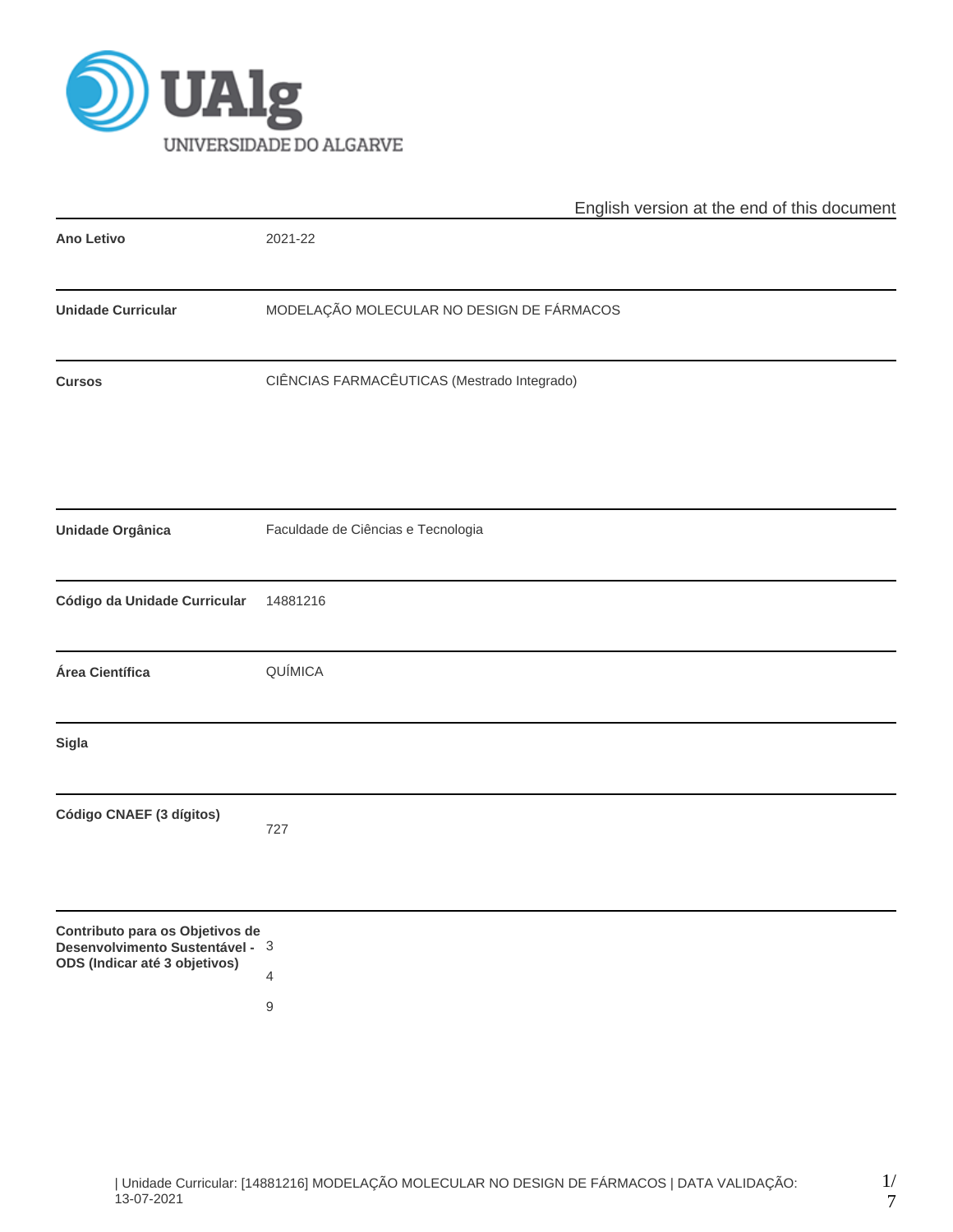UNIVERSIDADE DO ALGARVE

English version at the end of this document

| | |
|---|---|
| **Ano Letivo** | 2021-22 |
| **Unidade Curricular** | MODELAÇÃO MOLECULAR NO DESIGN DE FÁRMACOS |
| **Cursos** | CIÊNCIAS FARMACÊUTICAS (Mestrado Integrado) |
| **Unidade Orgânica** | Faculdade de Ciências e Tecnologia |
| **Código da Unidade Curricular** | 14881216 |
| **Área Científica** | QUÍMICA |
| **Sigla** | |
| **Código CNAEF (3 dígitos)** | 727 |
| **Contributo para os Objetivos de Desenvolvimento Sustentável - ODS (Indicar até 3 objetivos)** | 3<br>4<br>9 |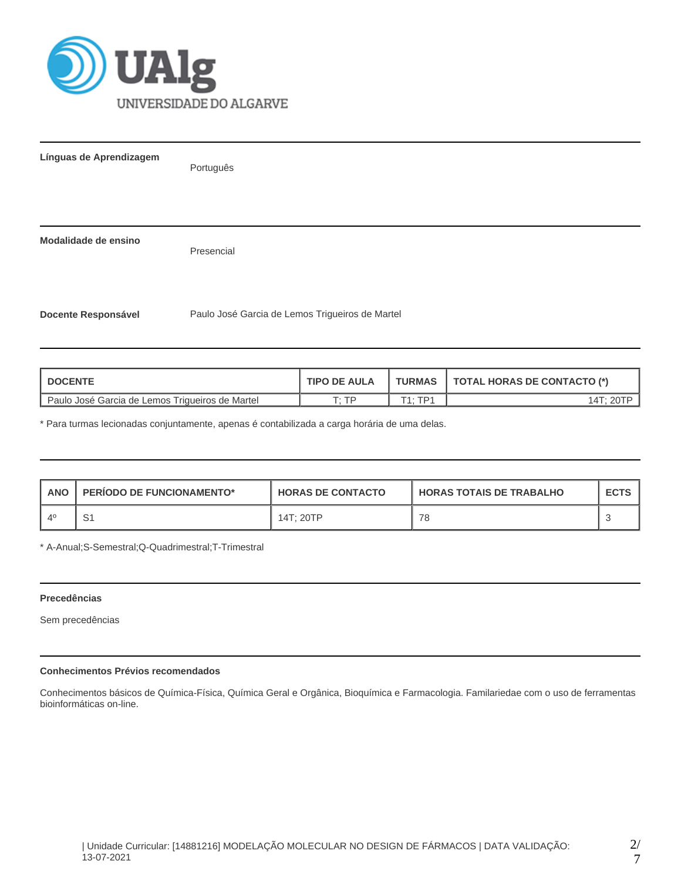**Línguas de Aprendizagem**

Português

**Modalidade de ensino**

Presencial

**Docente Responsável**

Paulo José Garcia de Lemos Trigueiros de Martel

| DOCENTE | TIPO DE AULA | TURMAS | TOTAL HORAS DE CONTACTO (*) |
|---|---|---|---|
| Paulo José Garcia de Lemos Trigueiros de Martel | T; TP | T1; TP1 | 14T; 20TP |

* Para turmas lecionadas conjuntamente, apenas é contabilizada a carga horária de uma delas.

| ANO | PERÍODO DE FUNCIONAMENTO* | HORAS DE CONTACTO | HORAS TOTAIS DE TRABALHO | ECTS |
|---|---|---|---|---|
| 4º | S1 | 14T; 20TP | 78 | 3 |

* A-Anual;S-Semestral;Q-Quadrimestral;T-Trimestral

**Precedências**

Sem precedências

**Conhecimentos Prévios recomendados**

Conhecimentos básicos de Química-Física, Química Geral e Orgânica, Bioquímica e Farmacologia. Familariedae com o uso de ferramentas bioinformáticas on-line.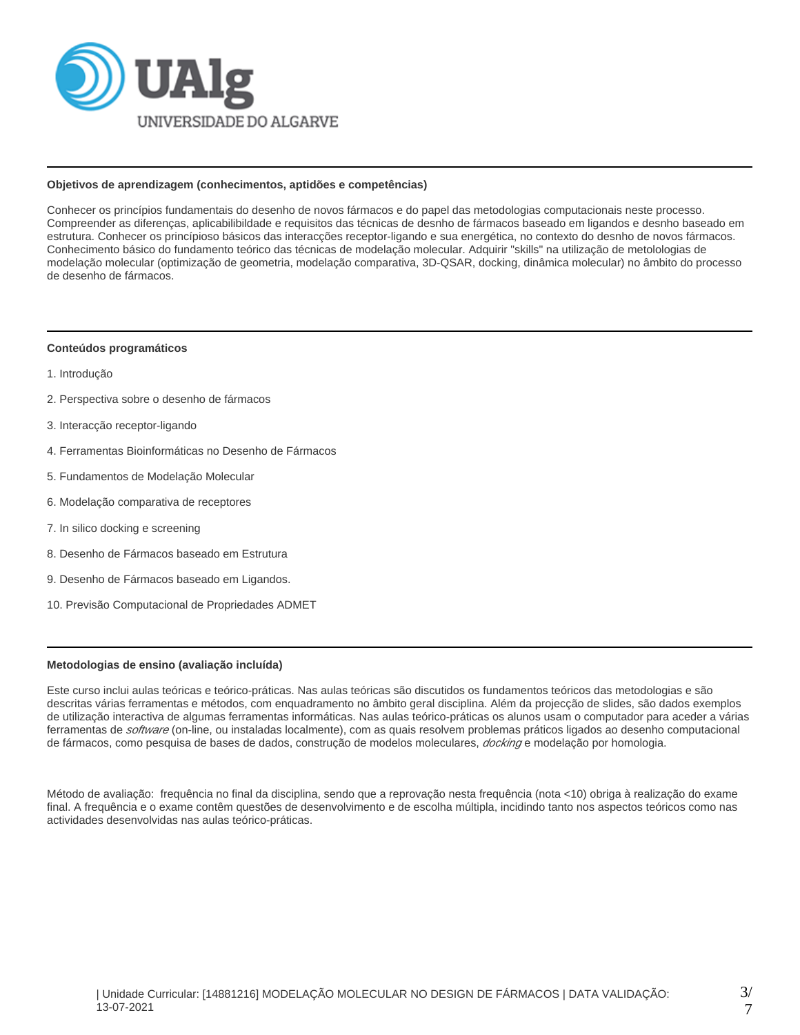### Objetivos de aprendizagem (conhecimentos, aptidões e competências)

Conhecer os princípios fundamentais do desenho de novos fármacos e do papel das metodologias computacionais neste processo. Compreender as diferenças, aplicabilibildade e requisitos das técnicas de desnho de fármacos baseado em ligandos e desnho baseado em estrutura. Conhecer os princípioso básicos das interacções receptor-ligando e sua energética, no contexto do desnho de novos fármacos. Conhecimento básico do fundamento teórico das técnicas de modelação molecular. Adquirir "skills" na utilização de metolologias de modelação molecular (optimização de geometria, modelação comparativa, 3D-QSAR, docking, dinâmica molecular) no âmbito do processo de desenho de fármacos.

### Conteúdos programáticos

1. Introdução

2. Perspectiva sobre o desenho de fármacos

3. Interacção receptor-ligando

4. Ferramentas Bioinformáticas no Desenho de Fármacos

5. Fundamentos de Modelação Molecular

6. Modelação comparativa de receptores

7. In silico docking e screening

8. Desenho de Fármacos baseado em Estrutura

9. Desenho de Fármacos baseado em Ligandos.

10. Previsão Computacional de Propriedades ADMET

### Metodologias de ensino (avaliação incluída)

Este curso inclui aulas teóricas e teórico-práticas. Nas aulas teóricas são discutidos os fundamentos teóricos das metodologias e são descritas várias ferramentas e métodos, com enquadramento no âmbito geral disciplina. Além da projecção de slides, são dados exemplos de utilização interactiva de algumas ferramentas informáticas. Nas aulas teórico-práticas os alunos usam o computador para aceder a várias ferramentas de *software* (on-line, ou instaladas localmente), com as quais resolvem problemas práticos ligados ao desenho computacional de fármacos, como pesquisa de bases de dados, construção de modelos moleculares, *docking* e modelação por homologia.

Método de avaliação: frequência no final da disciplina, sendo que a reprovação nesta frequência (nota <10) obriga à realização do exame final. A frequência e o exame contêm questões de desenvolvimento e de escolha múltipla, incidindo tanto nos aspectos teóricos como nas actividades desenvolvidas nas aulas teórico-práticas.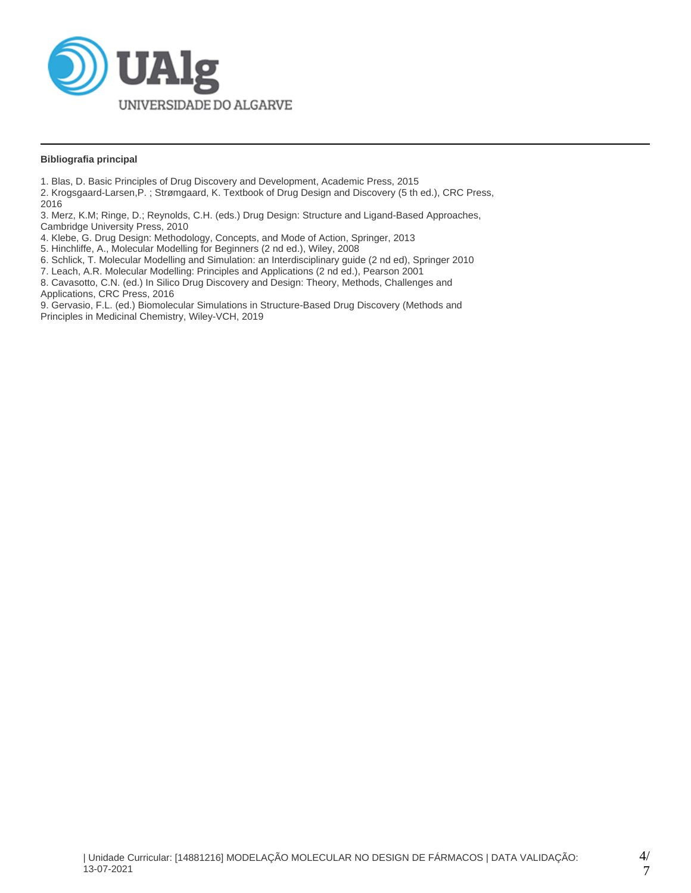**Bibliografia principal**

1. Blas, D. Basic Principles of Drug Discovery and Development, Academic Press, 2015
2. Krogsgaard-Larsen,P. ; Strømgaard, K. Textbook of Drug Design and Discovery (5 th ed.), CRC Press, 2016
3. Merz, K.M; Ringe, D.; Reynolds, C.H. (eds.) Drug Design: Structure and Ligand-Based Approaches, Cambridge University Press, 2010
4. Klebe, G. Drug Design: Methodology, Concepts, and Mode of Action, Springer, 2013
5. Hinchliffe, A., Molecular Modelling for Beginners (2 nd ed.), Wiley, 2008
6. Schlick, T. Molecular Modelling and Simulation: an Interdisciplinary guide (2 nd ed), Springer 2010
7. Leach, A.R. Molecular Modelling: Principles and Applications (2 nd ed.), Pearson 2001
8. Cavasotto, C.N. (ed.) In Silico Drug Discovery and Design: Theory, Methods, Challenges and Applications, CRC Press, 2016
9. Gervasio, F.L. (ed.) Biomolecular Simulations in Structure-Based Drug Discovery (Methods and Principles in Medicinal Chemistry, Wiley-VCH, 2019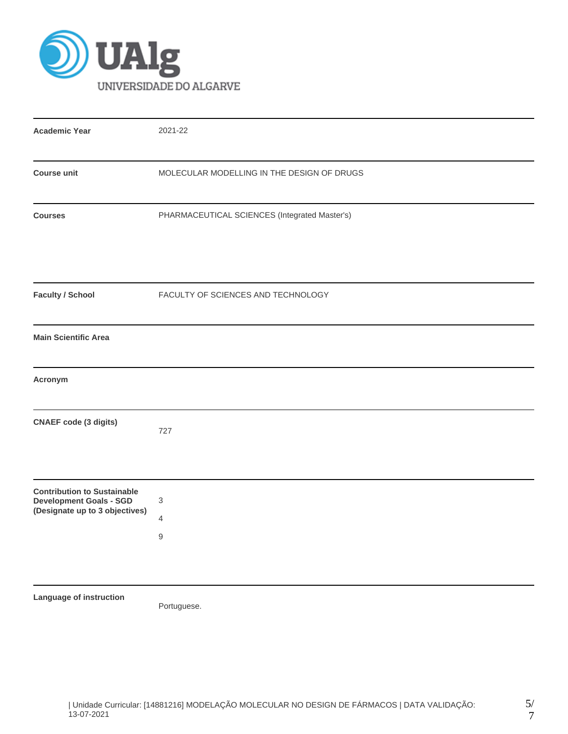UAlg UNIVERSIDADE DO ALGARVE

| | |
|---|---|
| **Academic Year** | 2021-22 |
| **Course unit** | MOLECULAR MODELLING IN THE DESIGN OF DRUGS |
| **Courses** | PHARMACEUTICAL SCIENCES (Integrated Master's) |
| **Faculty / School** | FACULTY OF SCIENCES AND TECHNOLOGY |
| **Main Scientific Area** | |
| **Acronym** | |
| **CNAEF code (3 digits)** | 727 |
| **Contribution to Sustainable Development Goals - SGD (Designate up to 3 objectives)** | 3<br>4<br>9 |
| **Language of instruction** | Portuguese. |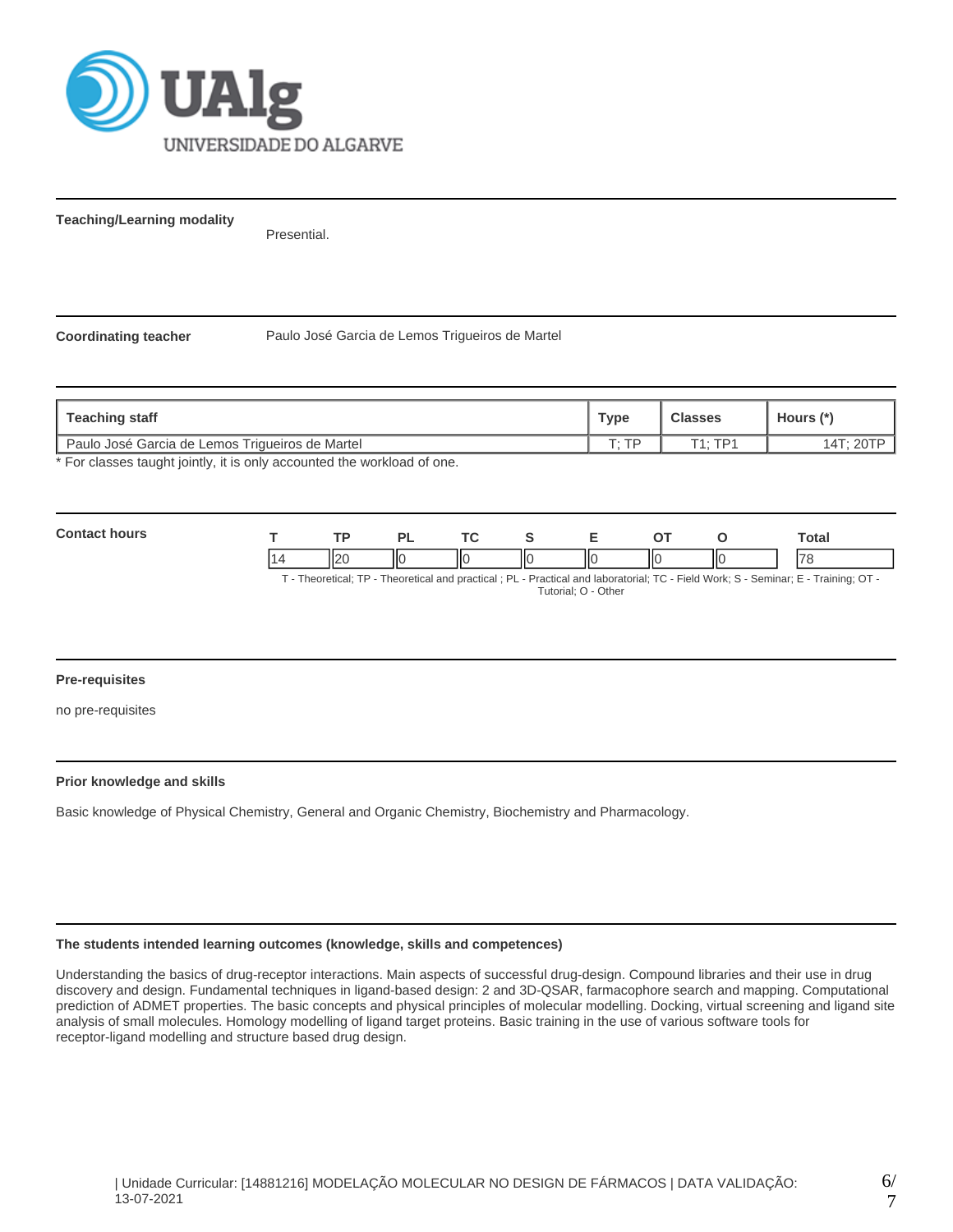**Teaching/Learning modality**

Presential.

**Coordinating teacher**

Paulo José Garcia de Lemos Trigueiros de Martel

| Teaching staff | Type | Classes | Hours (*) |
|---|---|---|---|
| Paulo José Garcia de Lemos Trigueiros de Martel | T; TP | T1; TP1 | 14T; 20TP |

* For classes taught jointly, it is only accounted the workload of one.

**Contact hours**

| T | TP | PL | TC | S | E | OT | O | Total |
|---|---|---|---|---|---|---|---|---|
| 14 | 20 | 0 | 0 | 0 | 0 | 0 | 0 | 78 |

T - Theoretical; TP - Theoretical and practical ; PL - Practical and laboratorial; TC - Field Work; S - Seminar; E - Training; OT - Tutorial; O - Other

**Pre-requisites**

no pre-requisites

**Prior knowledge and skills**

Basic knowledge of Physical Chemistry, General and Organic Chemistry, Biochemistry and Pharmacology.

**The students intended learning outcomes (knowledge, skills and competences)**

Understanding the basics of drug-receptor interactions. Main aspects of successful drug-design. Compound libraries and their use in drug discovery and design. Fundamental techniques in ligand-based design: 2 and 3D-QSAR, farmacophore search and mapping. Computational prediction of ADMET properties. The basic concepts and physical principles of molecular modelling. Docking, virtual screening and ligand site analysis of small molecules. Homology modelling of ligand target proteins. Basic training in the use of various software tools for receptor-ligand modelling and structure based drug design.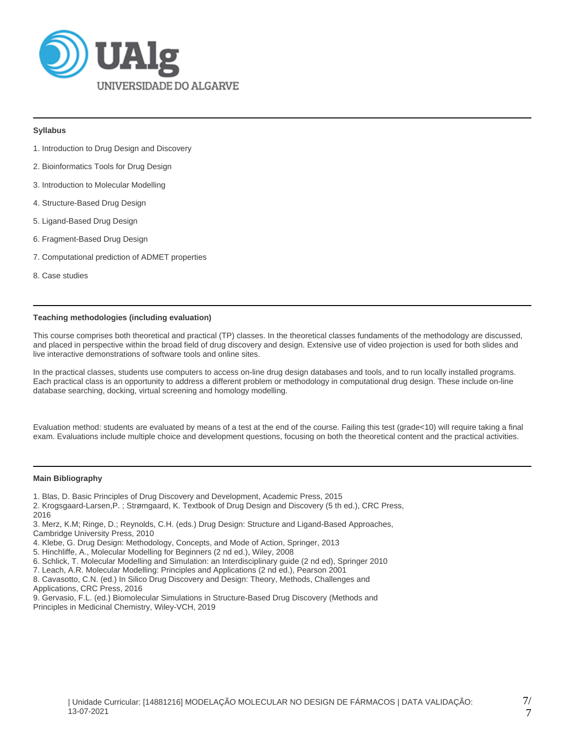### Syllabus

1. Introduction to Drug Design and Discovery
2. Bioinformatics Tools for Drug Design
3. Introduction to Molecular Modelling
4. Structure-Based Drug Design
5. Ligand-Based Drug Design
6. Fragment-Based Drug Design
7. Computational prediction of ADMET properties
8. Case studies

### Teaching methodologies (including evaluation)

This course comprises both theoretical and practical (TP) classes. In the theoretical classes fundaments of the methodology are discussed, and placed in perspective within the broad field of drug discovery and design. Extensive use of video projection is used for both slides and live interactive demonstrations of software tools and online sites.

In the practical classes, students use computers to access on-line drug design databases and tools, and to run locally installed programs. Each practical class is an opportunity to address a different problem or methodology in computational drug design. These include on-line database searching, docking, virtual screening and homology modelling.

Evaluation method: students are evaluated by means of a test at the end of the course. Failing this test (grade<10) will require taking a final exam. Evaluations include multiple choice and development questions, focusing on both the theoretical content and the practical activities.

### Main Bibliography

1. Blas, D. Basic Principles of Drug Discovery and Development, Academic Press, 2015
2. Krogsgaard-Larsen,P. ; Strømgaard, K. Textbook of Drug Design and Discovery (5 th ed.), CRC Press, 2016
3. Merz, K.M; Ringe, D.; Reynolds, C.H. (eds.) Drug Design: Structure and Ligand-Based Approaches, Cambridge University Press, 2010
4. Klebe, G. Drug Design: Methodology, Concepts, and Mode of Action, Springer, 2013
5. Hinchliffe, A., Molecular Modelling for Beginners (2 nd ed.), Wiley, 2008
6. Schlick, T. Molecular Modelling and Simulation: an Interdisciplinary guide (2 nd ed), Springer 2010
7. Leach, A.R. Molecular Modelling: Principles and Applications (2 nd ed.), Pearson 2001
8. Cavasotto, C.N. (ed.) In Silico Drug Discovery and Design: Theory, Methods, Challenges and Applications, CRC Press, 2016
9. Gervasio, F.L. (ed.) Biomolecular Simulations in Structure-Based Drug Discovery (Methods and Principles in Medicinal Chemistry, Wiley-VCH, 2019